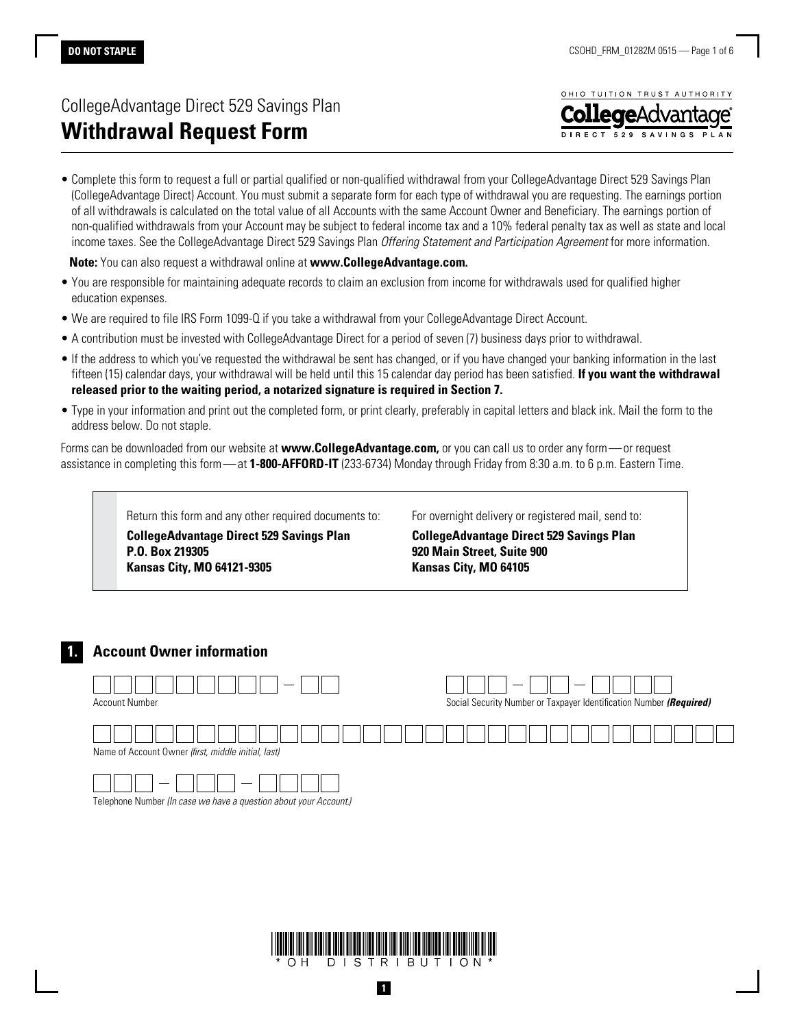**DO NOT STAPLE**

CollegeAdvantage Direct 529 Savings Plan

# Withdrawal Request Form

OHIO TUITION TRUST AUTHORITY
CollegeAdvantage
DIRECT 529 SAVINGS PLAN

- Complete this form to request a full or partial qualified or non-qualified withdrawal from your CollegeAdvantage Direct 529 Savings Plan (CollegeAdvantage Direct) Account. You must submit a separate form for each type of withdrawal you are requesting. The earnings portion of all withdrawals is calculated on the total value of all Accounts with the same Account Owner and Beneficiary. The earnings portion of non-qualified withdrawals from your Account may be subject to federal income tax and a 10% federal penalty tax as well as state and local income taxes. See the CollegeAdvantage Direct 529 Savings Plan *Offering Statement and Participation Agreement* for more information.

  **Note:** You can also request a withdrawal online at **www.CollegeAdvantage.com.**

- You are responsible for maintaining adequate records to claim an exclusion from income for withdrawals used for qualified higher education expenses.
- We are required to file IRS Form 1099-Q if you take a withdrawal from your CollegeAdvantage Direct Account.
- A contribution must be invested with CollegeAdvantage Direct for a period of seven (7) business days prior to withdrawal.
- If the address to which you've requested the withdrawal be sent has changed, or if you have changed your banking information in the last fifteen (15) calendar days, your withdrawal will be held until this 15 calendar day period has been satisfied. **If you want the withdrawal released prior to the waiting period, a notarized signature is required in Section 7.**
- Type in your information and print out the completed form, or print clearly, preferably in capital letters and black ink. Mail the form to the address below. Do not staple.

Forms can be downloaded from our website at **www.CollegeAdvantage.com,** or you can call us to order any form — or request assistance in completing this form — at **1-800-AFFORD-IT** (233-6734) Monday through Friday from 8:30 a.m. to 6 p.m. Eastern Time.

Return this form and any other required documents to:

**CollegeAdvantage Direct 529 Savings Plan**
**P.O. Box 219305**
**Kansas City, MO 64121-9305**

For overnight delivery or registered mail, send to:

**CollegeAdvantage Direct 529 Savings Plan**
**920 Main Street, Suite 900**
**Kansas City, MO 64105**

## 1. Account Owner information

Account Number: __________ – ___

Social Security Number or Taxpayer Identification Number ***(Required)***: ___ – __ – ____

Name of Account Owner *(first, middle initial, last)*: ______________________________

Telephone Number *(In case we have a question about your Account.)*: ___ – ___ – ____

\*OH DISTRIBUTION\*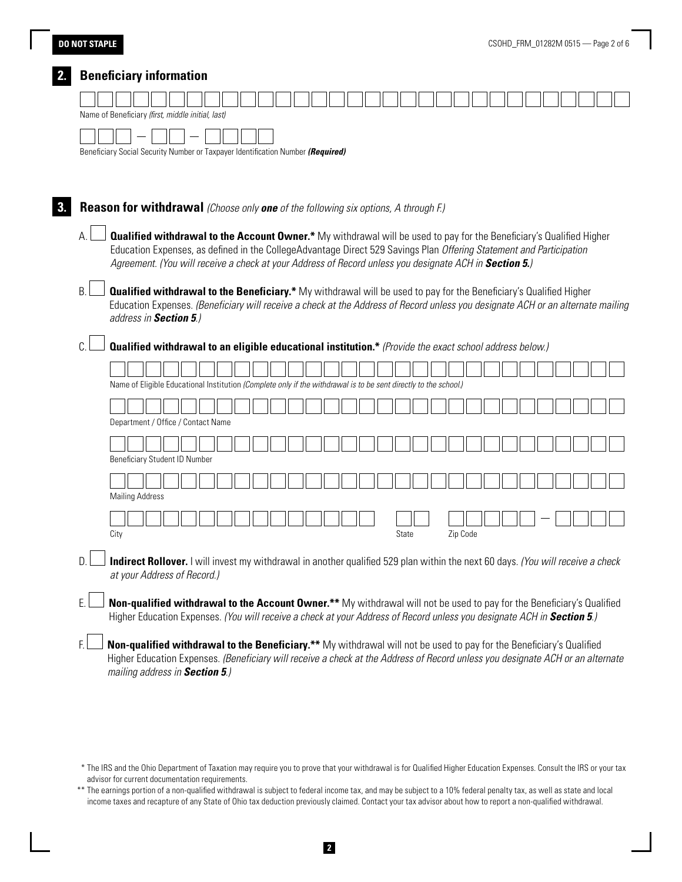**DO NOT STAPLE**

## 2. Beneficiary information

Name of Beneficiary *(first, middle initial, last)*

Beneficiary Social Security Number or Taxpayer Identification Number ***(Required)***

## 3. Reason for withdrawal *(Choose only **one** of the following six options, A through F.)*

A. ☐ **Qualified withdrawal to the Account Owner.*** My withdrawal will be used to pay for the Beneficiary's Qualified Higher Education Expenses, as defined in the CollegeAdvantage Direct 529 Savings Plan *Offering Statement and Participation Agreement. (You will receive a check at your Address of Record unless you designate ACH in **Section 5.**)*

B. ☐ **Qualified withdrawal to the Beneficiary.*** My withdrawal will be used to pay for the Beneficiary's Qualified Higher Education Expenses. *(Beneficiary will receive a check at the Address of Record unless you designate ACH or an alternate mailing address in **Section 5**.)*

C. ☐ **Qualified withdrawal to an eligible educational institution.*** *(Provide the exact school address below.)*

Name of Eligible Educational Institution *(Complete only if the withdrawal is to be sent directly to the school.)*

Department / Office / Contact Name

Beneficiary Student ID Number

Mailing Address

City | State | Zip Code

D. ☐ **Indirect Rollover.** I will invest my withdrawal in another qualified 529 plan within the next 60 days. *(You will receive a check at your Address of Record.)*

E. ☐ **Non-qualified withdrawal to the Account Owner.**** My withdrawal will not be used to pay for the Beneficiary's Qualified Higher Education Expenses. *(You will receive a check at your Address of Record unless you designate ACH in **Section 5**.)*

F. ☐ **Non-qualified withdrawal to the Beneficiary.**** My withdrawal will not be used to pay for the Beneficiary's Qualified Higher Education Expenses. *(Beneficiary will receive a check at the Address of Record unless you designate ACH or an alternate mailing address in **Section 5**.)*

\* The IRS and the Ohio Department of Taxation may require you to prove that your withdrawal is for Qualified Higher Education Expenses. Consult the IRS or your tax advisor for current documentation requirements.

\*\* The earnings portion of a non-qualified withdrawal is subject to federal income tax, and may be subject to a 10% federal penalty tax, as well as state and local income taxes and recapture of any State of Ohio tax deduction previously claimed. Contact your tax advisor about how to report a non-qualified withdrawal.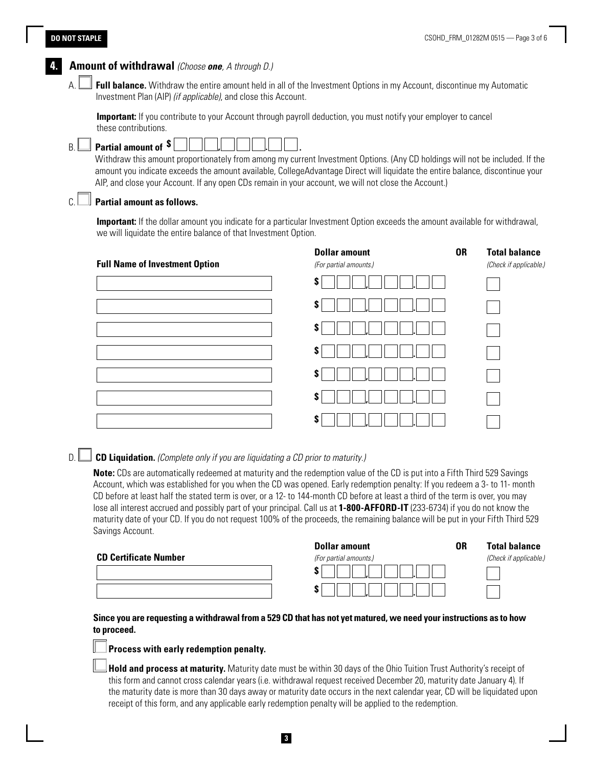DO NOT STAPLE

## 4. Amount of withdrawal *(Choose **one**, A through D.)*

A. ☐ **Full balance.** Withdraw the entire amount held in all of the Investment Options in my Account, discontinue my Automatic Investment Plan (AIP) *(if applicable)*, and close this Account.

**Important:** If you contribute to your Account through payroll deduction, you must notify your employer to cancel these contributions.

B. ☐ **Partial amount of** $ ___,___.__ .

Withdraw this amount proportionately from among my current Investment Options. (Any CD holdings will not be included. If the amount you indicate exceeds the amount available, CollegeAdvantage Direct will liquidate the entire balance, discontinue your AIP, and close your Account. If any open CDs remain in your account, we will not close the Account.)

C. ☐ **Partial amount as follows.**

**Important:** If the dollar amount you indicate for a particular Investment Option exceeds the amount available for withdrawal, we will liquidate the entire balance of that Investment Option.

| Full Name of Investment Option | Dollar amount *(For partial amounts.)* | OR | Total balance *(Check if applicable.)* |
|---|---|---|---|
| | $ ___,___.__ | | ☐ |
| | $ ___,___.__ | | ☐ |
| | $ ___,___.__ | | ☐ |
| | $ ___,___.__ | | ☐ |
| | $ ___,___.__ | | ☐ |
| | $ ___,___.__ | | ☐ |
| | $ ___,___.__ | | ☐ |

D. ☐ **CD Liquidation.** *(Complete only if you are liquidating a CD prior to maturity.)*

**Note:** CDs are automatically redeemed at maturity and the redemption value of the CD is put into a Fifth Third 529 Savings Account, which was established for you when the CD was opened. Early redemption penalty: If you redeem a 3- to 11- month CD before at least half the stated term is over, or a 12- to 144-month CD before at least a third of the term is over, you may lose all interest accrued and possibly part of your principal. Call us at **1-800-AFFORD-IT** (233-6734) if you do not know the maturity date of your CD. If you do not request 100% of the proceeds, the remaining balance will be put in your Fifth Third 529 Savings Account.

| CD Certificate Number | Dollar amount *(For partial amounts.)* | OR | Total balance *(Check if applicable.)* |
|---|---|---|---|
| | $ ___,___.__ | | ☐ |
| | $ ___,___.__ | | ☐ |

**Since you are requesting a withdrawal from a 529 CD that has not yet matured, we need your instructions as to how to proceed.**

☐ **Process with early redemption penalty.**

☐ **Hold and process at maturity.** Maturity date must be within 30 days of the Ohio Tuition Trust Authority's receipt of this form and cannot cross calendar years (i.e. withdrawal request received December 20, maturity date January 4). If the maturity date is more than 30 days away or maturity date occurs in the next calendar year, CD will be liquidated upon receipt of this form, and any applicable early redemption penalty will be applied to the redemption.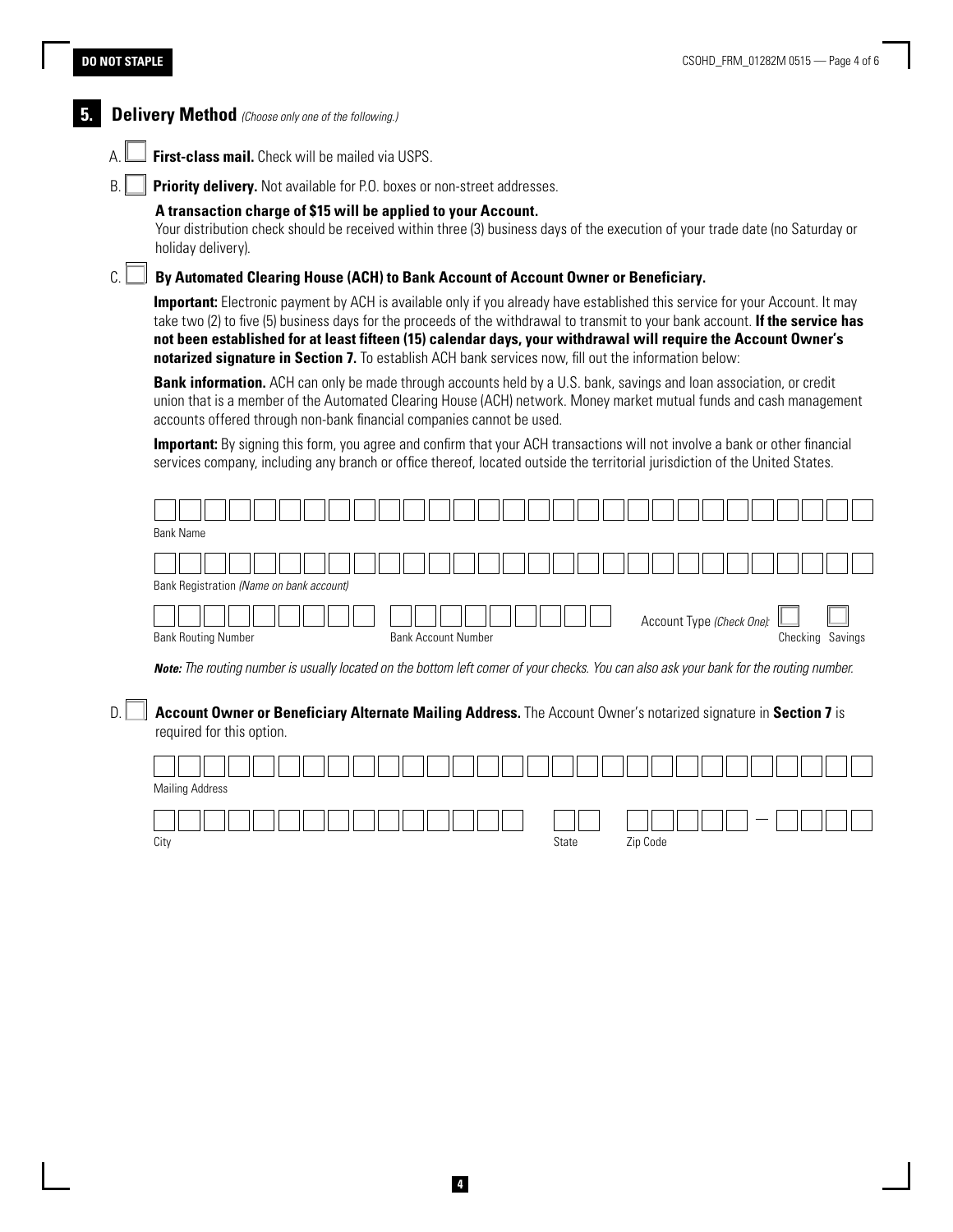**DO NOT STAPLE**

## 5. Delivery Method *(Choose only one of the following.)*

A. ☐ **First-class mail.** Check will be mailed via USPS.

B. ☐ **Priority delivery.** Not available for P.O. boxes or non-street addresses.

**A transaction charge of $15 will be applied to your Account.**
Your distribution check should be received within three (3) business days of the execution of your trade date (no Saturday or holiday delivery).

C. ☐ **By Automated Clearing House (ACH) to Bank Account of Account Owner or Beneficiary.**

**Important:** Electronic payment by ACH is available only if you already have established this service for your Account. It may take two (2) to five (5) business days for the proceeds of the withdrawal to transmit to your bank account. **If the service has not been established for at least fifteen (15) calendar days, your withdrawal will require the Account Owner's notarized signature in Section 7.** To establish ACH bank services now, fill out the information below:

**Bank information.** ACH can only be made through accounts held by a U.S. bank, savings and loan association, or credit union that is a member of the Automated Clearing House (ACH) network. Money market mutual funds and cash management accounts offered through non-bank financial companies cannot be used.

**Important:** By signing this form, you agree and confirm that your ACH transactions will not involve a bank or other financial services company, including any branch or office thereof, located outside the territorial jurisdiction of the United States.

Bank Name: ______________________________

Bank Registration *(Name on bank account)*: ______________________________

Bank Routing Number: ______________ Bank Account Number: ______________ Account Type *(Check One)*: ☐ Checking ☐ Savings

***Note:*** *The routing number is usually located on the bottom left corner of your checks. You can also ask your bank for the routing number.*

D. ☐ **Account Owner or Beneficiary Alternate Mailing Address.** The Account Owner's notarized signature in **Section 7** is required for this option.

Mailing Address: ______________________________

City: ______________ State: ____ Zip Code: _______ – ____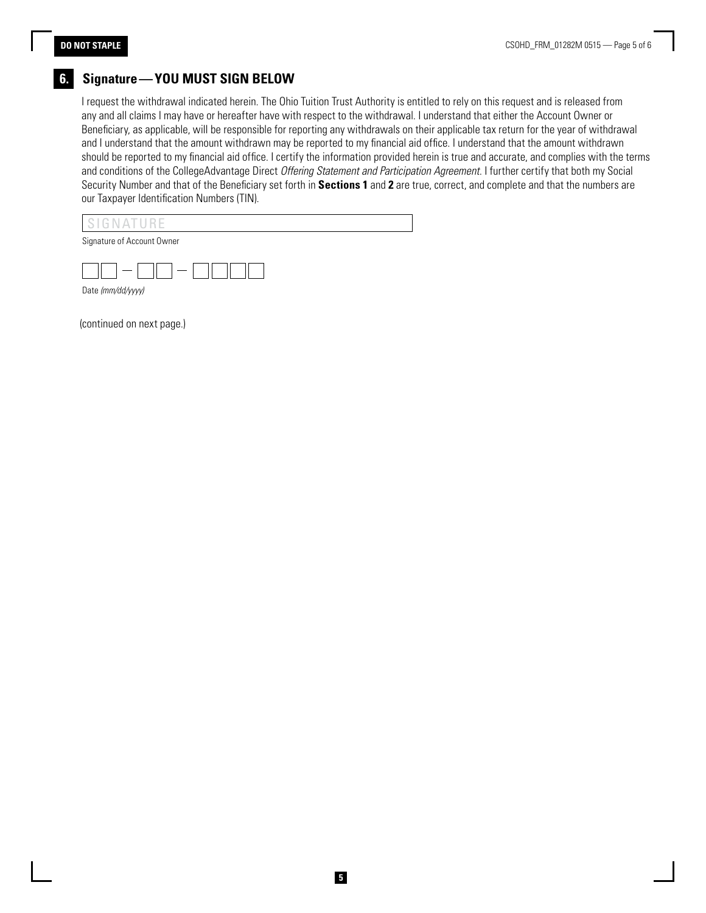## 6. Signature — YOU MUST SIGN BELOW

I request the withdrawal indicated herein. The Ohio Tuition Trust Authority is entitled to rely on this request and is released from any and all claims I may have or hereafter have with respect to the withdrawal. I understand that either the Account Owner or Beneficiary, as applicable, will be responsible for reporting any withdrawals on their applicable tax return for the year of withdrawal and I understand that the amount withdrawn may be reported to my financial aid office. I understand that the amount withdrawn should be reported to my financial aid office. I certify the information provided herein is true and accurate, and complies with the terms and conditions of the CollegeAdvantage Direct *Offering Statement and Participation Agreement*. I further certify that both my Social Security Number and that of the Beneficiary set forth in **Sections 1** and **2** are true, correct, and complete and that the numbers are our Taxpayer Identification Numbers (TIN).

SIGNATURE ______________________________

Signature of Account Owner

☐☐ – ☐☐ – ☐☐☐☐

Date *(mm/dd/yyyy)*

(continued on next page.)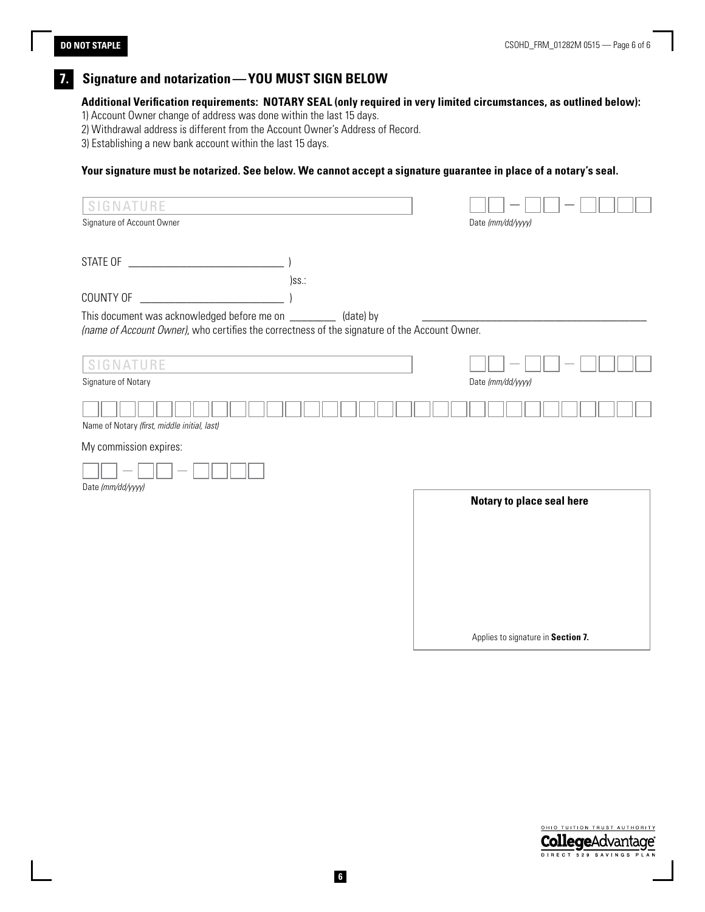DO NOT STAPLE

## 7. Signature and notarization — YOU MUST SIGN BELOW

**Additional Verification requirements: NOTARY SEAL (only required in very limited circumstances, as outlined below):**

1) Account Owner change of address was done within the last 15 days.
2) Withdrawal address is different from the Account Owner's Address of Record.
3) Establishing a new bank account within the last 15 days.

**Your signature must be notarized. See below. We cannot accept a signature guarantee in place of a notary's seal.**

SIGNATURE

Signature of Account Owner

Date *(mm/dd/yyyy)*

STATE OF ____________________________ )

)ss.:

COUNTY OF __________________________ )

This document was acknowledged before me on ________ (date) by ________________________________________ *(name of Account Owner)*, who certifies the correctness of the signature of the Account Owner.

SIGNATURE

Signature of Notary

Date *(mm/dd/yyyy)*

Name of Notary *(first, middle initial, last)*

My commission expires:

Date *(mm/dd/yyyy)*

**Notary to place seal here**

Applies to signature in **Section 7.**

OHIO TUITION TRUST AUTHORITY
CollegeAdvantage
DIRECT 529 SAVINGS PLAN